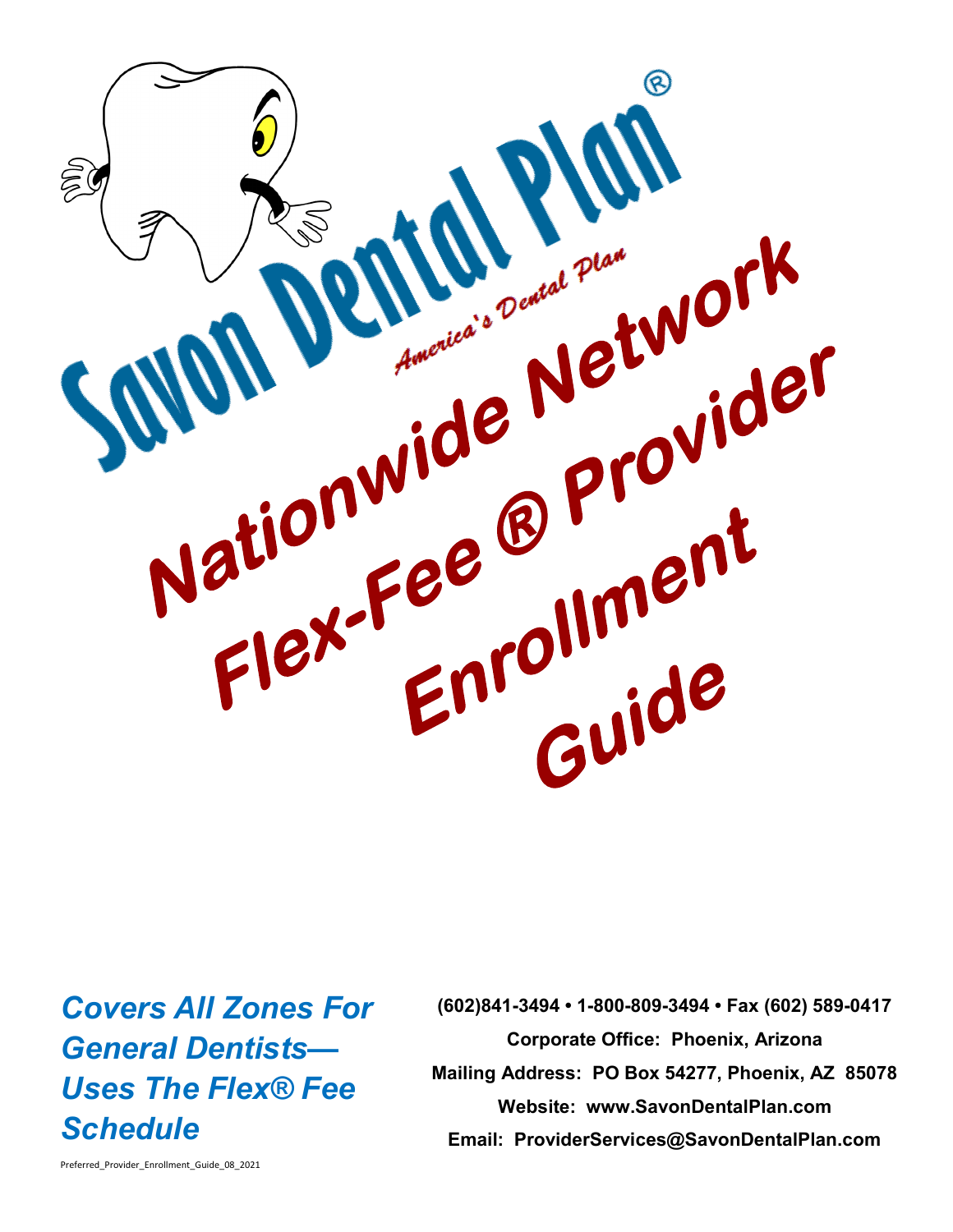# Savon Dental Plan®

*America's Dental Plan*

# Nationwide Network Flex-Fee ® Provider Enrollment Guide

***Covers All Zones For General Dentists— Uses The Flex® Fee Schedule***

**(602)841-3494 • 1-800-809-3494 • Fax (602) 589-0417**

**Corporate Office: Phoenix, Arizona**

**Mailing Address: PO Box 54277, Phoenix, AZ 85078**

**Website: www.SavonDentalPlan.com**

**Email: ProviderServices@SavonDentalPlan.com**

Preferred_Provider_Enrollment_Guide_08_2021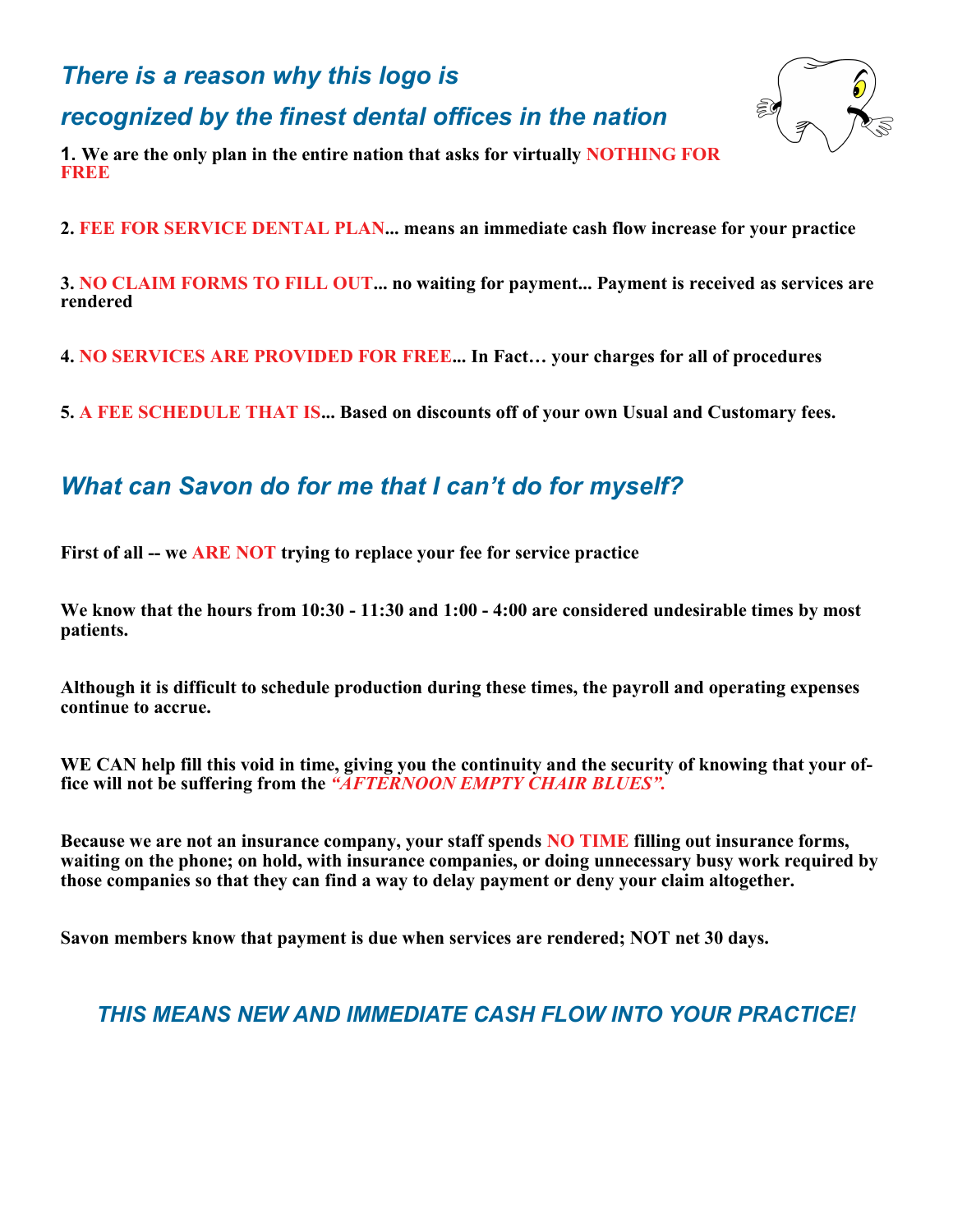## *There is a reason why this logo is recognized by the finest dental offices in the nation*

**1. We are the only plan in the entire nation that asks for virtually NOTHING FOR FREE**

**2. FEE FOR SERVICE DENTAL PLAN... means an immediate cash flow increase for your practice**

**3. NO CLAIM FORMS TO FILL OUT... no waiting for payment... Payment is received as services are rendered**

**4. NO SERVICES ARE PROVIDED FOR FREE... In Fact… your charges for all of procedures**

**5. A FEE SCHEDULE THAT IS... Based on discounts off of your own Usual and Customary fees.**

## *What can Savon do for me that I can't do for myself?*

**First of all -- we ARE NOT trying to replace your fee for service practice**

**We know that the hours from 10:30 - 11:30 and 1:00 - 4:00 are considered undesirable times by most patients.**

**Although it is difficult to schedule production during these times, the payroll and operating expenses continue to accrue.**

**WE CAN help fill this void in time, giving you the continuity and the security of knowing that your office will not be suffering from the *"AFTERNOON EMPTY CHAIR BLUES".***

**Because we are not an insurance company, your staff spends NO TIME filling out insurance forms, waiting on the phone; on hold, with insurance companies, or doing unnecessary busy work required by those companies so that they can find a way to delay payment or deny your claim altogether.**

**Savon members know that payment is due when services are rendered; NOT net 30 days.**

## *THIS MEANS NEW AND IMMEDIATE CASH FLOW INTO YOUR PRACTICE!*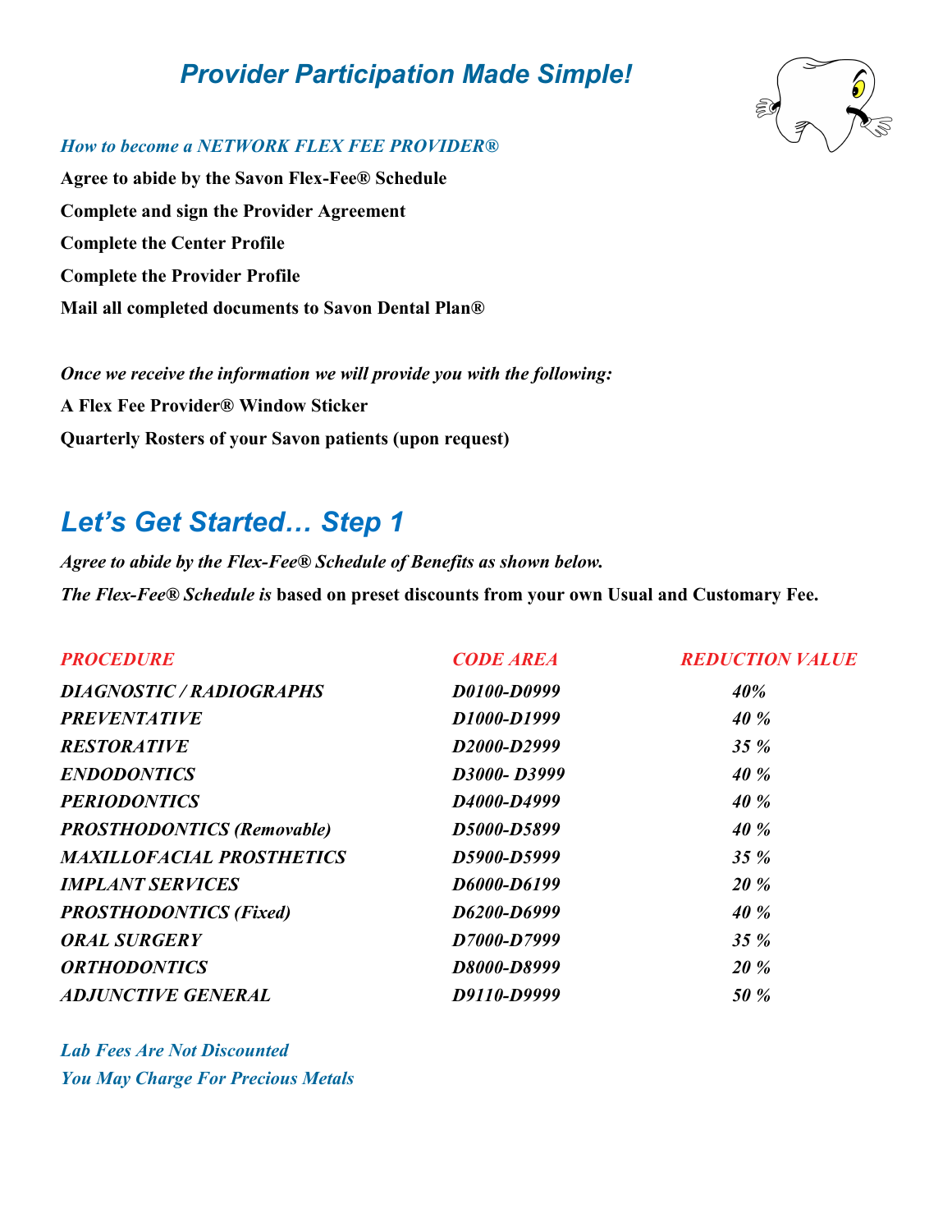# *Provider Participation Made Simple!*

***How to become a NETWORK FLEX FEE PROVIDER®***

**Agree to abide by the Savon Flex-Fee® Schedule**

**Complete and sign the Provider Agreement**

**Complete the Center Profile**

**Complete the Provider Profile**

**Mail all completed documents to Savon Dental Plan®**

***Once we receive the information we will provide you with the following:***

**A Flex Fee Provider® Window Sticker**

**Quarterly Rosters of your Savon patients (upon request)**

## *Let's Get Started… Step 1*

***Agree to abide by the Flex-Fee® Schedule of Benefits as shown below.***

***The Flex-Fee® Schedule is*** **based on preset discounts from your own Usual and Customary Fee.**

| *PROCEDURE* | *CODE AREA* | *REDUCTION VALUE* |
|---|---|---|
| ***DIAGNOSTIC / RADIOGRAPHS*** | ***D0100-D0999*** | ***40%*** |
| ***PREVENTATIVE*** | ***D1000-D1999*** | ***40 %*** |
| ***RESTORATIVE*** | ***D2000-D2999*** | ***35 %*** |
| ***ENDODONTICS*** | ***D3000- D3999*** | ***40 %*** |
| ***PERIODONTICS*** | ***D4000-D4999*** | ***40 %*** |
| ***PROSTHODONTICS (Removable)*** | ***D5000-D5899*** | ***40 %*** |
| ***MAXILLOFACIAL PROSTHETICS*** | ***D5900-D5999*** | ***35 %*** |
| ***IMPLANT SERVICES*** | ***D6000-D6199*** | ***20 %*** |
| ***PROSTHODONTICS (Fixed)*** | ***D6200-D6999*** | ***40 %*** |
| ***ORAL SURGERY*** | ***D7000-D7999*** | ***35 %*** |
| ***ORTHODONTICS*** | ***D8000-D8999*** | ***20 %*** |
| ***ADJUNCTIVE GENERAL*** | ***D9110-D9999*** | ***50 %*** |

***Lab Fees Are Not Discounted***

***You May Charge For Precious Metals***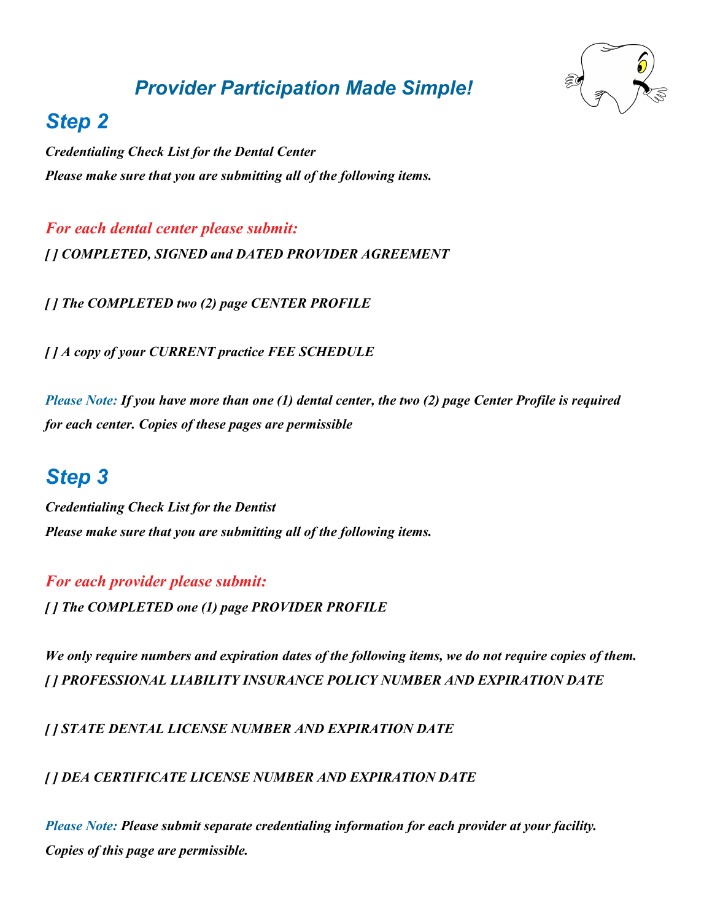# *Provider Participation Made Simple!*

## *Step 2*

***Credentialing Check List for the Dental Center***
***Please make sure that you are submitting all of the following items.***

***For each dental center please submit:***

***[ ] COMPLETED, SIGNED and DATED PROVIDER AGREEMENT***

***[ ] The COMPLETED two (2) page CENTER PROFILE***

***[ ] A copy of your CURRENT practice FEE SCHEDULE***

*Please Note:* ***If you have more than one (1) dental center, the two (2) page Center Profile is required for each center. Copies of these pages are permissible***

## *Step 3*

***Credentialing Check List for the Dentist***
***Please make sure that you are submitting all of the following items.***

***For each provider please submit:***

***[ ] The COMPLETED one (1) page PROVIDER PROFILE***

***We only require numbers and expiration dates of the following items, we do not require copies of them.***
***[ ] PROFESSIONAL LIABILITY INSURANCE POLICY NUMBER AND EXPIRATION DATE***

***[ ] STATE DENTAL LICENSE NUMBER AND EXPIRATION DATE***

***[ ] DEA CERTIFICATE LICENSE NUMBER AND EXPIRATION DATE***

*Please Note:* ***Please submit separate credentialing information for each provider at your facility. Copies of this page are permissible.***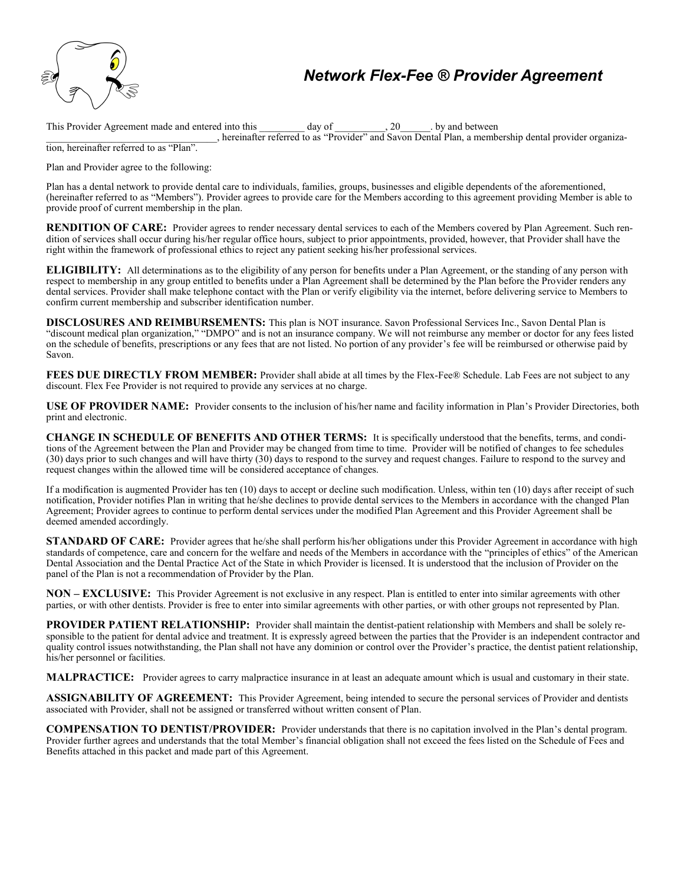# *Network Flex-Fee ® Provider Agreement*

This Provider Agreement made and entered into this _________ day of __________, 20______. by and between ___________________________________, hereinafter referred to as "Provider" and Savon Dental Plan, a membership dental provider organization, hereinafter referred to as "Plan".

Plan and Provider agree to the following:

Plan has a dental network to provide dental care to individuals, families, groups, businesses and eligible dependents of the aforementioned, (hereinafter referred to as "Members"). Provider agrees to provide care for the Members according to this agreement providing Member is able to provide proof of current membership in the plan.

**RENDITION OF CARE:** Provider agrees to render necessary dental services to each of the Members covered by Plan Agreement. Such rendition of services shall occur during his/her regular office hours, subject to prior appointments, provided, however, that Provider shall have the right within the framework of professional ethics to reject any patient seeking his/her professional services.

**ELIGIBILITY:** All determinations as to the eligibility of any person for benefits under a Plan Agreement, or the standing of any person with respect to membership in any group entitled to benefits under a Plan Agreement shall be determined by the Plan before the Provider renders any dental services. Provider shall make telephone contact with the Plan or verify eligibility via the internet, before delivering service to Members to confirm current membership and subscriber identification number.

**DISCLOSURES AND REIMBURSEMENTS:** This plan is NOT insurance. Savon Professional Services Inc., Savon Dental Plan is "discount medical plan organization," "DMPO" and is not an insurance company. We will not reimburse any member or doctor for any fees listed on the schedule of benefits, prescriptions or any fees that are not listed. No portion of any provider's fee will be reimbursed or otherwise paid by Savon.

**FEES DUE DIRECTLY FROM MEMBER:** Provider shall abide at all times by the Flex-Fee® Schedule. Lab Fees are not subject to any discount. Flex Fee Provider is not required to provide any services at no charge.

**USE OF PROVIDER NAME:** Provider consents to the inclusion of his/her name and facility information in Plan's Provider Directories, both print and electronic.

**CHANGE IN SCHEDULE OF BENEFITS AND OTHER TERMS:** It is specifically understood that the benefits, terms, and conditions of the Agreement between the Plan and Provider may be changed from time to time. Provider will be notified of changes to fee schedules (30) days prior to such changes and will have thirty (30) days to respond to the survey and request changes. Failure to respond to the survey and request changes within the allowed time will be considered acceptance of changes.

If a modification is augmented Provider has ten (10) days to accept or decline such modification. Unless, within ten (10) days after receipt of such notification, Provider notifies Plan in writing that he/she declines to provide dental services to the Members in accordance with the changed Plan Agreement; Provider agrees to continue to perform dental services under the modified Plan Agreement and this Provider Agreement shall be deemed amended accordingly.

**STANDARD OF CARE:** Provider agrees that he/she shall perform his/her obligations under this Provider Agreement in accordance with high standards of competence, care and concern for the welfare and needs of the Members in accordance with the "principles of ethics" of the American Dental Association and the Dental Practice Act of the State in which Provider is licensed. It is understood that the inclusion of Provider on the panel of the Plan is not a recommendation of Provider by the Plan.

**NON – EXCLUSIVE:** This Provider Agreement is not exclusive in any respect. Plan is entitled to enter into similar agreements with other parties, or with other dentists. Provider is free to enter into similar agreements with other parties, or with other groups not represented by Plan.

**PROVIDER PATIENT RELATIONSHIP:** Provider shall maintain the dentist-patient relationship with Members and shall be solely responsible to the patient for dental advice and treatment. It is expressly agreed between the parties that the Provider is an independent contractor and quality control issues notwithstanding, the Plan shall not have any dominion or control over the Provider's practice, the dentist patient relationship, his/her personnel or facilities.

**MALPRACTICE:** Provider agrees to carry malpractice insurance in at least an adequate amount which is usual and customary in their state.

**ASSIGNABILITY OF AGREEMENT:** This Provider Agreement, being intended to secure the personal services of Provider and dentists associated with Provider, shall not be assigned or transferred without written consent of Plan.

**COMPENSATION TO DENTIST/PROVIDER:** Provider understands that there is no capitation involved in the Plan's dental program. Provider further agrees and understands that the total Member's financial obligation shall not exceed the fees listed on the Schedule of Fees and Benefits attached in this packet and made part of this Agreement.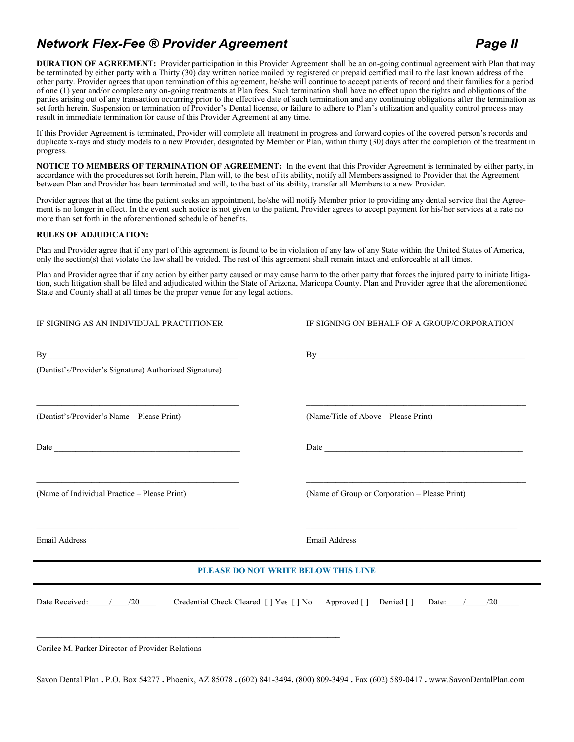# *Network Flex-Fee ® Provider Agreement* *Page II*

**DURATION OF AGREEMENT:** Provider participation in this Provider Agreement shall be an on-going continual agreement with Plan that may be terminated by either party with a Thirty (30) day written notice mailed by registered or prepaid certified mail to the last known address of the other party. Provider agrees that upon termination of this agreement, he/she will continue to accept patients of record and their families for a period of one (1) year and/or complete any on-going treatments at Plan fees. Such termination shall have no effect upon the rights and obligations of the parties arising out of any transaction occurring prior to the effective date of such termination and any continuing obligations after the termination as set forth herein. Suspension or termination of Provider's Dental license, or failure to adhere to Plan's utilization and quality control process may result in immediate termination for cause of this Provider Agreement at any time.

If this Provider Agreement is terminated, Provider will complete all treatment in progress and forward copies of the covered person's records and duplicate x-rays and study models to a new Provider, designated by Member or Plan, within thirty (30) days after the completion of the treatment in progress.

**NOTICE TO MEMBERS OF TERMINATION OF AGREEMENT:** In the event that this Provider Agreement is terminated by either party, in accordance with the procedures set forth herein, Plan will, to the best of its ability, notify all Members assigned to Provider that the Agreement between Plan and Provider has been terminated and will, to the best of its ability, transfer all Members to a new Provider.

Provider agrees that at the time the patient seeks an appointment, he/she will notify Member prior to providing any dental service that the Agreement is no longer in effect. In the event such notice is not given to the patient, Provider agrees to accept payment for his/her services at a rate no more than set forth in the aforementioned schedule of benefits.

**RULES OF ADJUDICATION:**

Plan and Provider agree that if any part of this agreement is found to be in violation of any law of any State within the United States of America, only the section(s) that violate the law shall be voided. The rest of this agreement shall remain intact and enforceable at all times.

Plan and Provider agree that if any action by either party caused or may cause harm to the other party that forces the injured party to initiate litigation, such litigation shall be filed and adjudicated within the State of Arizona, Maricopa County. Plan and Provider agree that the aforementioned State and County shall at all times be the proper venue for any legal actions.

IF SIGNING AS AN INDIVIDUAL PRACTITIONER

By ____________________________________________

(Dentist's/Provider's Signature) Authorized Signature)

________________________________________________

(Dentist's/Provider's Name – Please Print)

Date ___________________________________________

________________________________________________

(Name of Individual Practice – Please Print)

________________________________________________

Email Address

IF SIGNING ON BEHALF OF A GROUP/CORPORATION

By ________________________________________________

__________________________________________________

(Name/Title of Above – Please Print)

Date _______________________________________________

__________________________________________________

(Name of Group or Corporation – Please Print)

__________________________________________________

Email Address

---

**PLEASE DO NOT WRITE BELOW THIS LINE**

---

Date Received:_____/____/20____ Credential Check Cleared [ ] Yes [ ] No Approved [ ] Denied [ ] Date:____/_____/20_____

____________________________________________________________________

Corilee M. Parker Director of Provider Relations

Savon Dental Plan . P.O. Box 54277 . Phoenix, AZ 85078 . (602) 841-3494. (800) 809-3494 . Fax (602) 589-0417 . www.SavonDentalPlan.com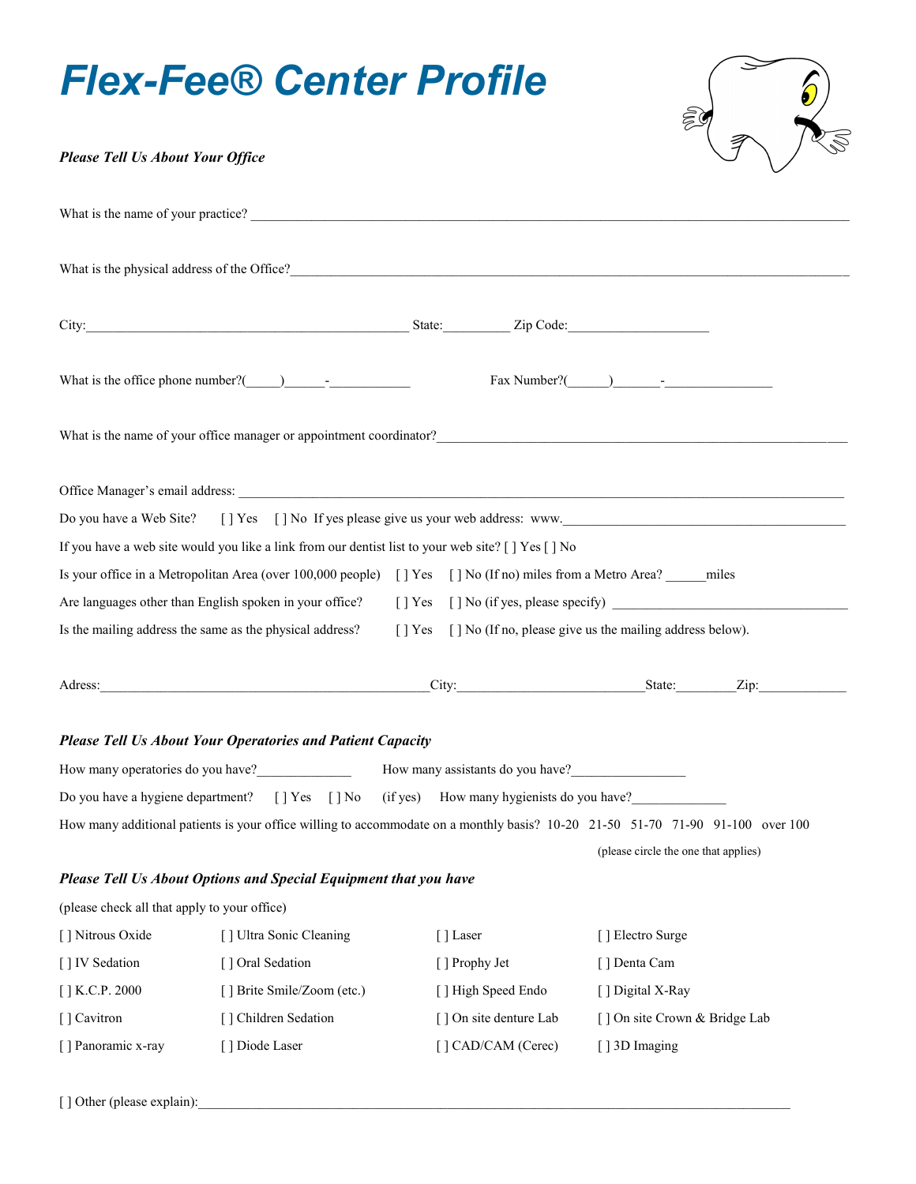# Flex-Fee® Center Profile

***Please Tell Us About Your Office***

What is the name of your practice? ___________________________________________________________________________

What is the physical address of the Office?_____________________________________________________________________

City:_______________________________________________ State:__________ Zip Code:_____________________

What is the office phone number?(_____)______-____________ Fax Number?(______)_______-________________

What is the name of your office manager or appointment coordinator?_________________________________________________

Office Manager's email address: ______________________________________________________________________________

Do you have a Web Site? [ ] Yes [ ] No If yes please give us your web address: www.__________________________________________

If you have a web site would you like a link from our dentist list to your web site? [ ] Yes [ ] No

Is your office in a Metropolitan Area (over 100,000 people) [ ] Yes [ ] No (If no) miles from a Metro Area? ______miles

Are languages other than English spoken in your office? [ ] Yes [ ] No (if yes, please specify) __________________________________

Is the mailing address the same as the physical address? [ ] Yes [ ] No (If no, please give us the mailing address below).

Adress:_________________________________________________City:___________________________State:_________Zip:_____________

***Please Tell Us About Your Operatories and Patient Capacity***

How many operatories do you have?______________ How many assistants do you have?_________________

Do you have a hygiene department? [ ] Yes [ ] No (if yes) How many hygienists do you have?______________

How many additional patients is your office willing to accommodate on a monthly basis? 10-20 21-50 51-70 71-90 91-100 over 100

(please circle the one that applies)

***Please Tell Us About Options and Special Equipment that you have***

(please check all that apply to your office)

[ ] Nitrous Oxide
[ ] Ultra Sonic Cleaning
[ ] Laser
[ ] Electro Surge
[ ] IV Sedation
[ ] Oral Sedation
[ ] Prophy Jet
[ ] Denta Cam
[ ] K.C.P. 2000
[ ] Brite Smile/Zoom (etc.)
[ ] High Speed Endo
[ ] Digital X-Ray
[ ] Cavitron
[ ] Children Sedation
[ ] On site denture Lab
[ ] On site Crown & Bridge Lab
[ ] Panoramic x-ray
[ ] Diode Laser
[ ] CAD/CAM (Cerec)
[ ] 3D Imaging

[ ] Other (please explain):_____________________________________________________________________________________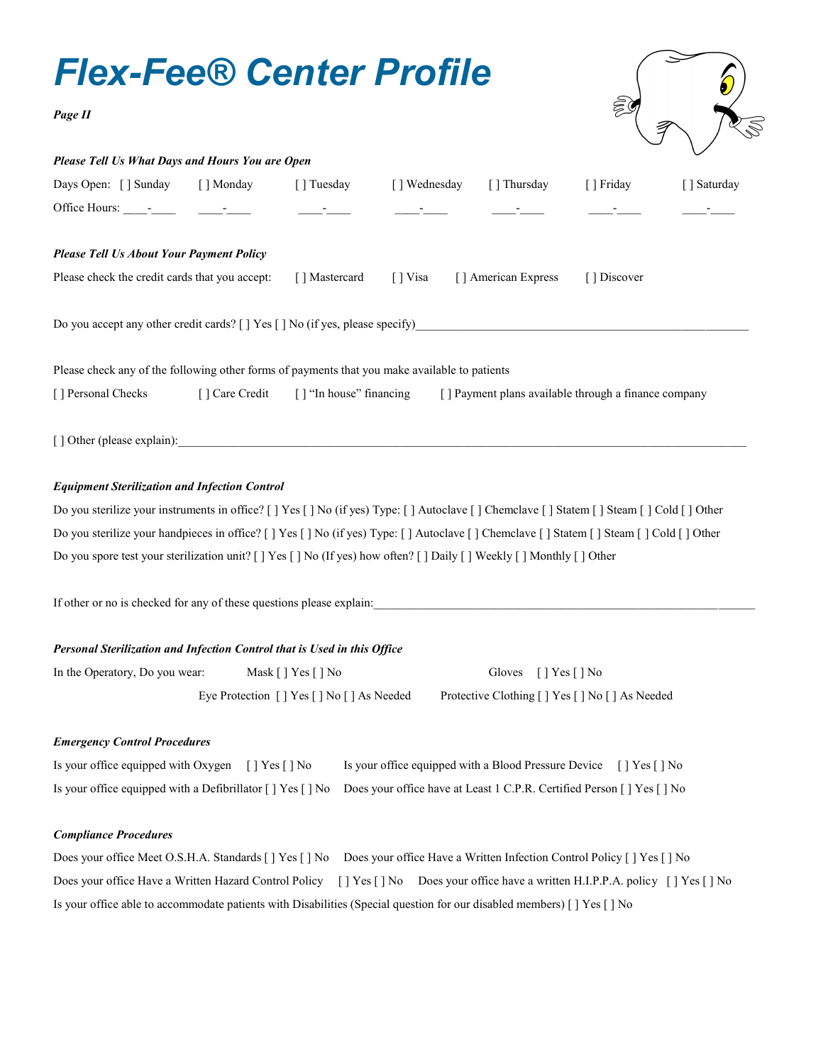# *Flex-Fee® Center Profile*

***Page II***

***Please Tell Us What Days and Hours You are Open***

Days Open: [ ] Sunday [ ] Monday [ ] Tuesday [ ] Wednesday [ ] Thursday [ ] Friday [ ] Saturday

Office Hours: \_\_\_\_-\_\_\_\_ \_\_\_\_-\_\_\_\_ \_\_\_\_-\_\_\_\_ \_\_\_\_-\_\_\_\_ \_\_\_\_-\_\_\_\_ \_\_\_\_-\_\_\_\_ \_\_\_\_-\_\_\_\_

***Please Tell Us About Your Payment Policy***

Please check the credit cards that you accept: [ ] Mastercard [ ] Visa [ ] American Express [ ] Discover

Do you accept any other credit cards? [ ] Yes [ ] No (if yes, please specify)\_\_\_\_\_\_\_\_\_\_\_\_\_\_\_\_\_\_\_\_\_\_\_\_\_\_\_\_\_\_\_\_\_\_\_\_\_\_\_\_\_\_\_\_\_\_\_\_\_\_\_\_\_\_\_\_

Please check any of the following other forms of payments that you make available to patients

[ ] Personal Checks [ ] Care Credit [ ] "In house" financing [ ] Payment plans available through a finance company

[ ] Other (please explain):\_\_\_\_\_\_\_\_\_\_\_\_\_\_\_\_\_\_\_\_\_\_\_\_\_\_\_\_\_\_\_\_\_\_\_\_\_\_\_\_\_\_\_\_\_\_\_\_\_\_\_\_\_\_\_\_\_\_\_\_\_\_\_\_\_\_\_\_\_\_\_\_\_\_\_\_\_\_\_\_\_\_\_\_\_\_\_\_\_\_\_\_\_\_\_\_

***Equipment Sterilization and Infection Control***

Do you sterilize your instruments in office? [ ] Yes [ ] No (if yes) Type: [ ] Autoclave [ ] Chemclave [ ] Statem [ ] Steam [ ] Cold [ ] Other

Do you sterilize your handpieces in office? [ ] Yes [ ] No (if yes) Type: [ ] Autoclave [ ] Chemclave [ ] Statem [ ] Steam [ ] Cold [ ] Other

Do you spore test your sterilization unit? [ ] Yes [ ] No (If yes) how often? [ ] Daily [ ] Weekly [ ] Monthly [ ] Other

If other or no is checked for any of these questions please explain:\_\_\_\_\_\_\_\_\_\_\_\_\_\_\_\_\_\_\_\_\_\_\_\_\_\_\_\_\_\_\_\_\_\_\_\_\_\_\_\_\_\_\_\_\_\_\_\_\_\_\_\_\_\_\_\_\_\_\_\_\_\_

***Personal Sterilization and Infection Control that is Used in this Office***

In the Operatory, Do you wear: Mask [ ] Yes [ ] No Gloves [ ] Yes [ ] No

Eye Protection [ ] Yes [ ] No [ ] As Needed Protective Clothing [ ] Yes [ ] No [ ] As Needed

***Emergency Control Procedures***

Is your office equipped with Oxygen [ ] Yes [ ] No Is your office equipped with a Blood Pressure Device [ ] Yes [ ] No

Is your office equipped with a Defibrillator [ ] Yes [ ] No Does your office have at Least 1 C.P.R. Certified Person [ ] Yes [ ] No

***Compliance Procedures***

Does your office Meet O.S.H.A. Standards [ ] Yes [ ] No Does your office Have a Written Infection Control Policy [ ] Yes [ ] No

Does your office Have a Written Hazard Control Policy [ ] Yes [ ] No Does your office have a written H.I.P.P.A. policy [ ] Yes [ ] No

Is your office able to accommodate patients with Disabilities (Special question for our disabled members) [ ] Yes [ ] No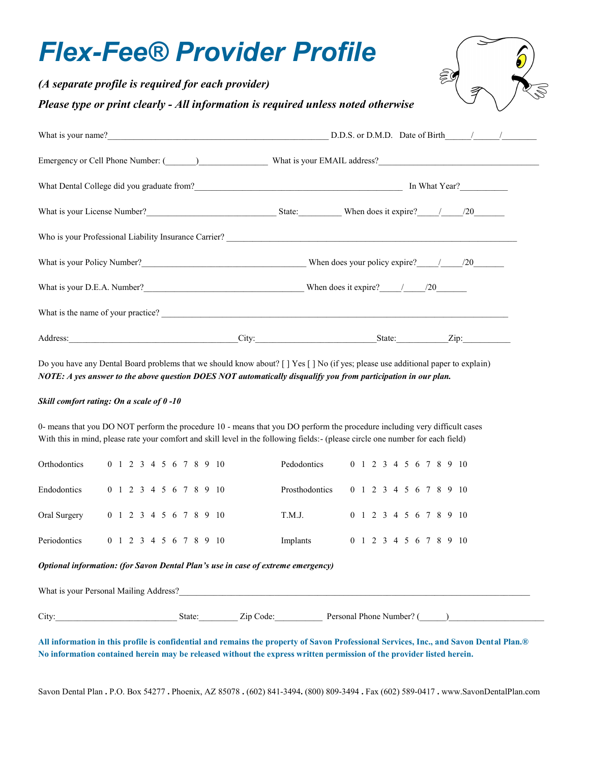# *Flex-Fee® Provider Profile*

***(A separate profile is required for each provider)***

***Please type or print clearly - All information is required unless noted otherwise***

What is your name?_________________________________________________ D.D.S. or D.M.D. Date of Birth______/______/________

Emergency or Cell Phone Number: (_______)_______________ What is your EMAIL address?_____________________________________

What Dental College did you graduate from?_______________________________________________ In What Year?___________

What is your License Number?______________________________ State:__________ When does it expire?_____/_____/20_______

Who is your Professional Liability Insurance Carrier? ___________________________________________________________________

What is your Policy Number?_____________________________________ When does your policy expire?_____/_____/20_______

What is your D.E.A. Number?____________________________________ When does it expire?_____/_____/20_______

What is the name of your practice? _________________________________________________________________________________

Address:_______________________________________City:___________________________State:___________Zip:___________

Do you have any Dental Board problems that we should know about? [ ] Yes [ ] No (if yes; please use additional paper to explain)
***NOTE: A yes answer to the above question DOES NOT automatically disqualify you from participation in our plan.***

***Skill comfort rating: On a scale of 0 -10***

0- means that you DO NOT perform the procedure 10 - means that you DO perform the procedure including very difficult cases
With this in mind, please rate your comfort and skill level in the following fields:- (please circle one number for each field)

| | | | |
|---|---|---|---|
| Orthodontics | 0 1 2 3 4 5 6 7 8 9 10 | Pedodontics | 0 1 2 3 4 5 6 7 8 9 10 |
| Endodontics | 0 1 2 3 4 5 6 7 8 9 10 | Prosthodontics | 0 1 2 3 4 5 6 7 8 9 10 |
| Oral Surgery | 0 1 2 3 4 5 6 7 8 9 10 | T.M.J. | 0 1 2 3 4 5 6 7 8 9 10 |
| Periodontics | 0 1 2 3 4 5 6 7 8 9 10 | Implants | 0 1 2 3 4 5 6 7 8 9 10 |

***Optional information: (for Savon Dental Plan's use in case of extreme emergency)***

What is your Personal Mailing Address?_____________________________________________________________________________

City:___________________________ State:_________ Zip Code:___________ Personal Phone Number? (______)______________________

**All information in this profile is confidential and remains the property of Savon Professional Services, Inc., and Savon Dental Plan.® No information contained herein may be released without the express written permission of the provider listed herein.**

Savon Dental Plan . P.O. Box 54277 . Phoenix, AZ 85078 . (602) 841-3494. (800) 809-3494 . Fax (602) 589-0417 . www.SavonDentalPlan.com